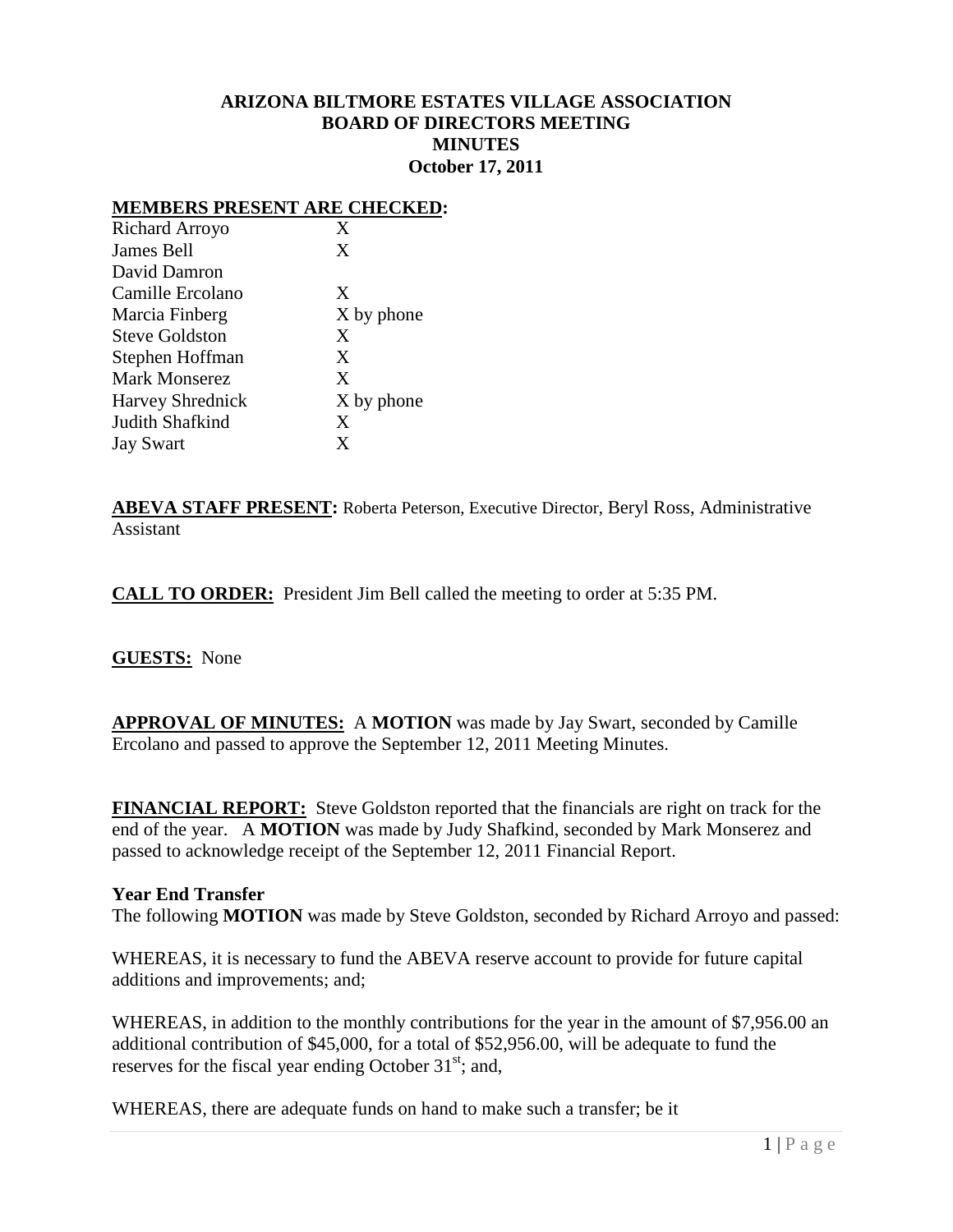# ARIZONA BILTMORE ESTATES VILLAGE ASSOCIATION
# BOARD OF DIRECTORS MEETING
# MINUTES
# October 17, 2011

**MEMBERS PRESENT ARE CHECKED:**

| | |
|---|---|
| Richard Arroyo | X |
| James Bell | X |
| David Damron | |
| Camille Ercolano | X |
| Marcia Finberg | X by phone |
| Steve Goldston | X |
| Stephen Hoffman | X |
| Mark Monserez | X |
| Harvey Shrednick | X by phone |
| Judith Shafkind | X |
| Jay Swart | X |

**ABEVA STAFF PRESENT:** Roberta Peterson, Executive Director, Beryl Ross, Administrative Assistant

**CALL TO ORDER:** President Jim Bell called the meeting to order at 5:35 PM.

**GUESTS:** None

**APPROVAL OF MINUTES:** A **MOTION** was made by Jay Swart, seconded by Camille Ercolano and passed to approve the September 12, 2011 Meeting Minutes.

**FINANCIAL REPORT:** Steve Goldston reported that the financials are right on track for the end of the year. A **MOTION** was made by Judy Shafkind, seconded by Mark Monserez and passed to acknowledge receipt of the September 12, 2011 Financial Report.

**Year End Transfer**

The following **MOTION** was made by Steve Goldston, seconded by Richard Arroyo and passed:

WHEREAS, it is necessary to fund the ABEVA reserve account to provide for future capital additions and improvements; and;

WHEREAS, in addition to the monthly contributions for the year in the amount of $7,956.00 an additional contribution of $45,000, for a total of $52,956.00, will be adequate to fund the reserves for the fiscal year ending October 31st; and,

WHEREAS, there are adequate funds on hand to make such a transfer; be it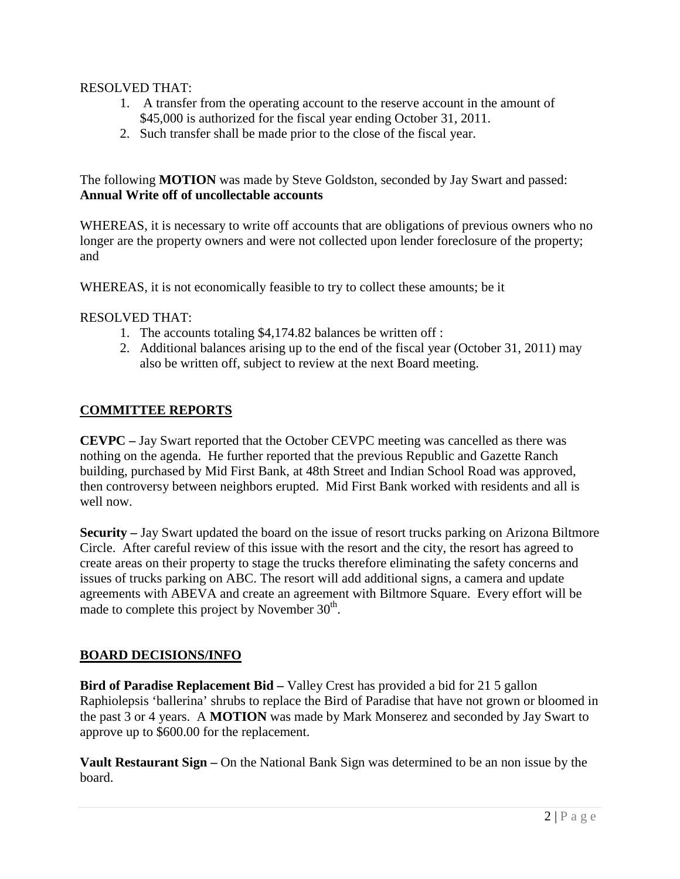RESOLVED THAT:

1. A transfer from the operating account to the reserve account in the amount of $45,000 is authorized for the fiscal year ending October 31, 2011.
2. Such transfer shall be made prior to the close of the fiscal year.

The following **MOTION** was made by Steve Goldston, seconded by Jay Swart and passed:
**Annual Write off of uncollectable accounts**

WHEREAS, it is necessary to write off accounts that are obligations of previous owners who no longer are the property owners and were not collected upon lender foreclosure of the property; and

WHEREAS, it is not economically feasible to try to collect these amounts; be it

RESOLVED THAT:

1. The accounts totaling $4,174.82 balances be written off :
2. Additional balances arising up to the end of the fiscal year (October 31, 2011) may also be written off, subject to review at the next Board meeting.

## COMMITTEE REPORTS

**CEVPC –** Jay Swart reported that the October CEVPC meeting was cancelled as there was nothing on the agenda. He further reported that the previous Republic and Gazette Ranch building, purchased by Mid First Bank, at 48th Street and Indian School Road was approved, then controversy between neighbors erupted. Mid First Bank worked with residents and all is well now.

**Security –** Jay Swart updated the board on the issue of resort trucks parking on Arizona Biltmore Circle. After careful review of this issue with the resort and the city, the resort has agreed to create areas on their property to stage the trucks therefore eliminating the safety concerns and issues of trucks parking on ABC. The resort will add additional signs, a camera and update agreements with ABEVA and create an agreement with Biltmore Square. Every effort will be made to complete this project by November 30th.

## BOARD DECISIONS/INFO

**Bird of Paradise Replacement Bid –** Valley Crest has provided a bid for 21 5 gallon Raphiolepsis 'ballerina' shrubs to replace the Bird of Paradise that have not grown or bloomed in the past 3 or 4 years. A **MOTION** was made by Mark Monserez and seconded by Jay Swart to approve up to $600.00 for the replacement.

**Vault Restaurant Sign –** On the National Bank Sign was determined to be an non issue by the board.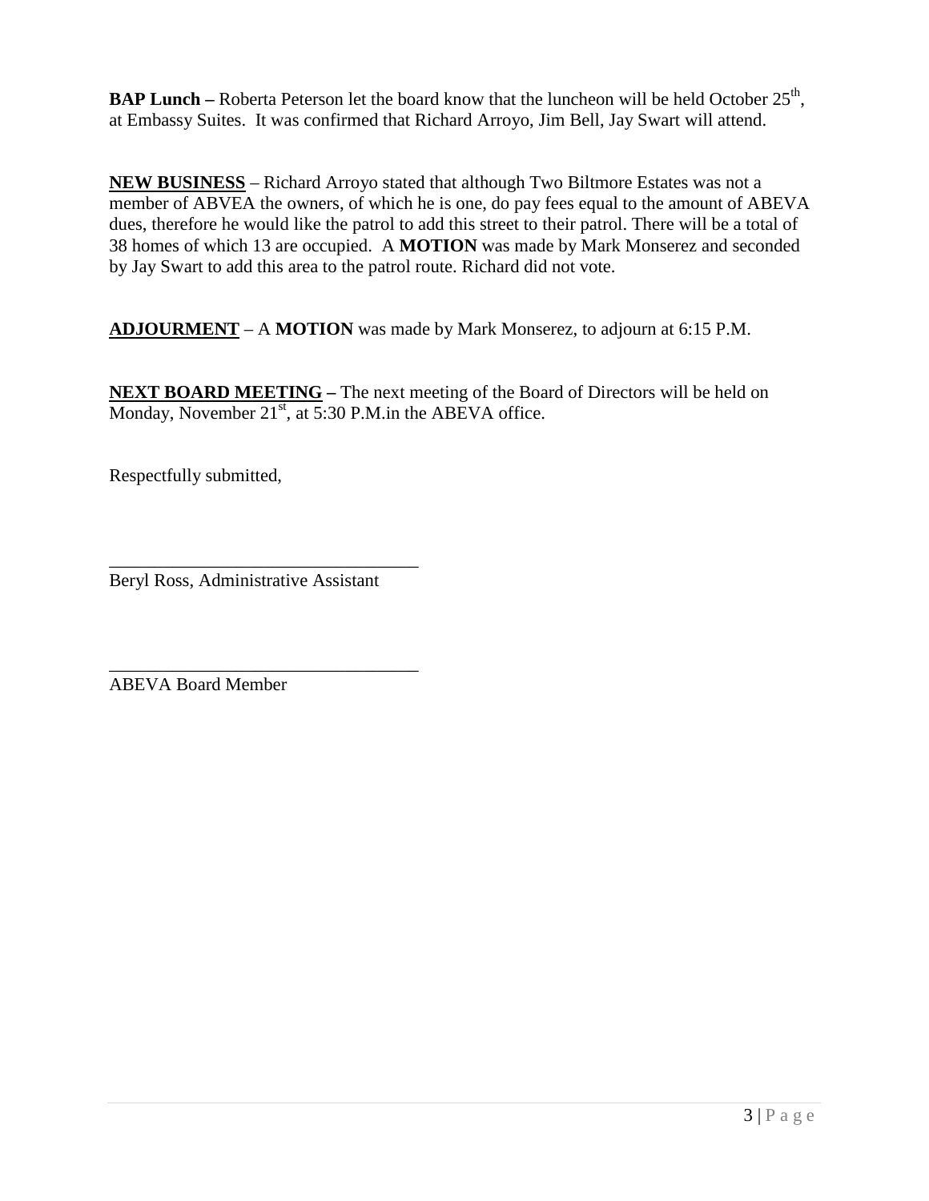**BAP Lunch –** Roberta Peterson let the board know that the luncheon will be held October 25th, at Embassy Suites. It was confirmed that Richard Arroyo, Jim Bell, Jay Swart will attend.

**NEW BUSINESS** – Richard Arroyo stated that although Two Biltmore Estates was not a member of ABVEA the owners, of which he is one, do pay fees equal to the amount of ABEVA dues, therefore he would like the patrol to add this street to their patrol. There will be a total of 38 homes of which 13 are occupied. A **MOTION** was made by Mark Monserez and seconded by Jay Swart to add this area to the patrol route. Richard did not vote.

**ADJOURMENT** – A **MOTION** was made by Mark Monserez, to adjourn at 6:15 P.M.

**NEXT BOARD MEETING –** The next meeting of the Board of Directors will be held on Monday, November 21st, at 5:30 P.M.in the ABEVA office.

Respectfully submitted,

\_\_\_\_\_\_\_\_\_\_\_\_\_\_\_\_\_\_\_\_\_\_\_\_\_\_\_\_\_\_\_\_\_\_
Beryl Ross, Administrative Assistant

\_\_\_\_\_\_\_\_\_\_\_\_\_\_\_\_\_\_\_\_\_\_\_\_\_\_\_\_\_\_\_\_\_\_
ABEVA Board Member